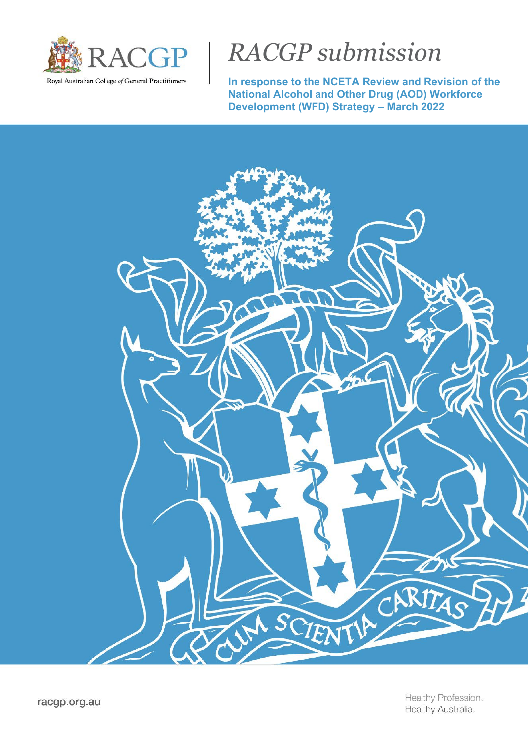RACGP

Royal Australian College *of* General Practitioners

# *RACGP submission*

**In response to the NCETA Review and Revision of the National Alcohol and Other Drug (AOD) Workforce Development (WFD) Strategy – March 2022**

racgp.org.au

Healthy Profession.
Healthy Australia.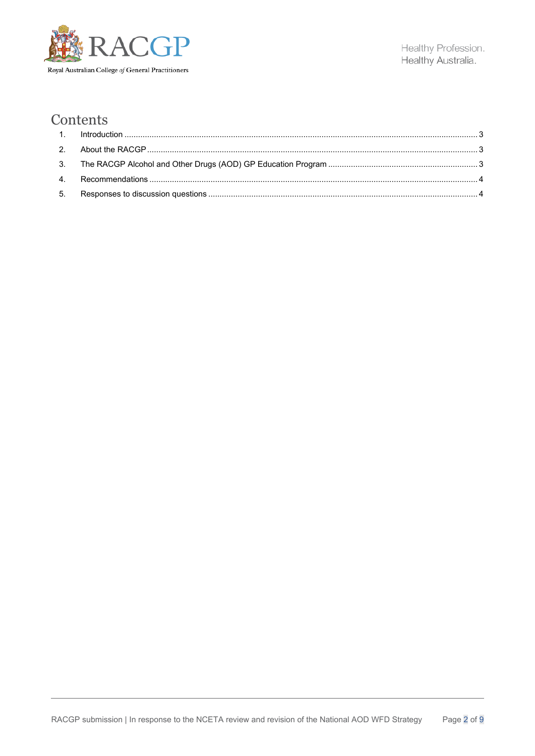# Contents

1. Introduction ..... 3
2. About the RACGP ..... 3
3. The RACGP Alcohol and Other Drugs (AOD) GP Education Program ..... 3
4. Recommendations ..... 4
5. Responses to discussion questions ..... 4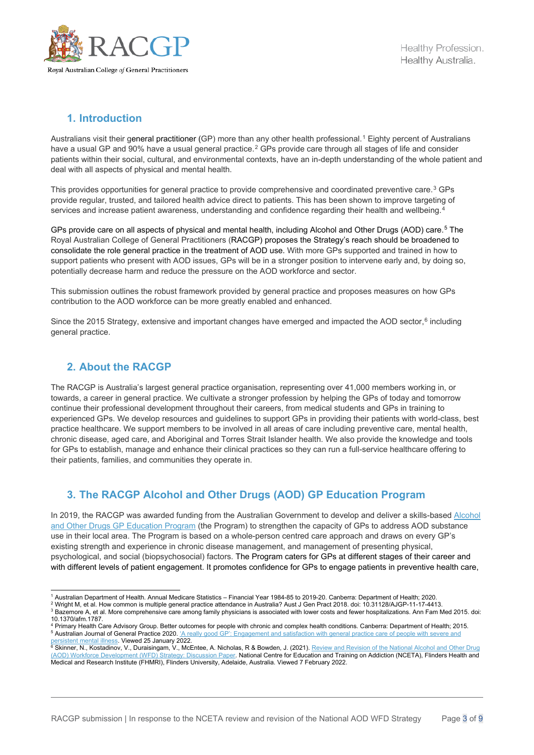## 1. Introduction

Australians visit their general practitioner (GP) more than any other health professional.[1] Eighty percent of Australians have a usual GP and 90% have a usual general practice.[2] GPs provide care through all stages of life and consider patients within their social, cultural, and environmental contexts, have an in-depth understanding of the whole patient and deal with all aspects of physical and mental health.

This provides opportunities for general practice to provide comprehensive and coordinated preventive care.[3] GPs provide regular, trusted, and tailored health advice direct to patients. This has been shown to improve targeting of services and increase patient awareness, understanding and confidence regarding their health and wellbeing.[4]

GPs provide care on all aspects of physical and mental health, including Alcohol and Other Drugs (AOD) care.[5] The Royal Australian College of General Practitioners (RACGP) proposes the Strategy's reach should be broadened to consolidate the role general practice in the treatment of AOD use. With more GPs supported and trained in how to support patients who present with AOD issues, GPs will be in a stronger position to intervene early and, by doing so, potentially decrease harm and reduce the pressure on the AOD workforce and sector.

This submission outlines the robust framework provided by general practice and proposes measures on how GPs contribution to the AOD workforce can be more greatly enabled and enhanced.

Since the 2015 Strategy, extensive and important changes have emerged and impacted the AOD sector,[6] including general practice.

## 2. About the RACGP

The RACGP is Australia's largest general practice organisation, representing over 41,000 members working in, or towards, a career in general practice. We cultivate a stronger profession by helping the GPs of today and tomorrow continue their professional development throughout their careers, from medical students and GPs in training to experienced GPs. We develop resources and guidelines to support GPs in providing their patients with world-class, best practice healthcare. We support members to be involved in all areas of care including preventive care, mental health, chronic disease, aged care, and Aboriginal and Torres Strait Islander health. We also provide the knowledge and tools for GPs to establish, manage and enhance their clinical practices so they can run a full-service healthcare offering to their patients, families, and communities they operate in.

## 3. The RACGP Alcohol and Other Drugs (AOD) GP Education Program

In 2019, the RACGP was awarded funding from the Australian Government to develop and deliver a skills-based Alcohol and Other Drugs GP Education Program (the Program) to strengthen the capacity of GPs to address AOD substance use in their local area. The Program is based on a whole-person centred care approach and draws on every GP's existing strength and experience in chronic disease management, and management of presenting physical, psychological, and social (biopsychosocial) factors. The Program caters for GPs at different stages of their career and with different levels of patient engagement. It promotes confidence for GPs to engage patients in preventive health care,

---

[1] Australian Department of Health. Annual Medicare Statistics – Financial Year 1984-85 to 2019-20. Canberra: Department of Health; 2020.

[2] Wright M, et al. How common is multiple general practice attendance in Australia? Aust J Gen Pract 2018. doi: 10.31128/AJGP-11-17-4413.

[3] Bazemore A, et al. More comprehensive care among family physicians is associated with lower costs and fewer hospitalizations. Ann Fam Med 2015. doi: 10.1370/afm.1787.

[4] Primary Health Care Advisory Group. Better outcomes for people with chronic and complex health conditions. Canberra: Department of Health; 2015.

[5] Australian Journal of General Practice 2020. 'A really good GP': Engagement and satisfaction with general practice care of people with severe and persistent mental illness. Viewed 25 January 2022.

[6] Skinner, N., Kostadinov, V., Duraisingam, V., McEntee, A. Nicholas, R & Bowden, J. (2021). Review and Revision of the National Alcohol and Other Drug (AOD) Workforce Development (WFD) Strategy: Discussion Paper. National Centre for Education and Training on Addiction (NCETA), Flinders Health and Medical and Research Institute (FHMRI), Flinders University, Adelaide, Australia. Viewed 7 February 2022.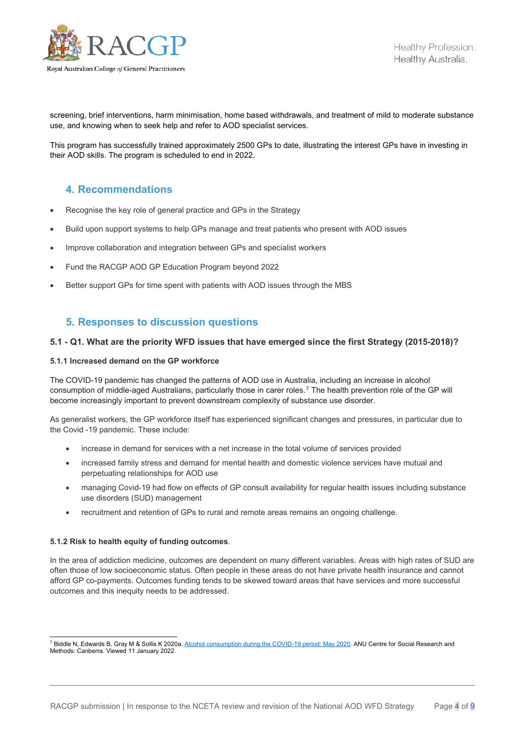screening, brief interventions, harm minimisation, home based withdrawals, and treatment of mild to moderate substance use, and knowing when to seek help and refer to AOD specialist services.

This program has successfully trained approximately 2500 GPs to date, illustrating the interest GPs have in investing in their AOD skills. The program is scheduled to end in 2022.

## 4. Recommendations

- Recognise the key role of general practice and GPs in the Strategy
- Build upon support systems to help GPs manage and treat patients who present with AOD issues
- Improve collaboration and integration between GPs and specialist workers
- Fund the RACGP AOD GP Education Program beyond 2022
- Better support GPs for time spent with patients with AOD issues through the MBS

## 5. Responses to discussion questions

### 5.1 - Q1. What are the priority WFD issues that have emerged since the first Strategy (2015-2018)?

#### 5.1.1 Increased demand on the GP workforce

The COVID-19 pandemic has changed the patterns of AOD use in Australia, including an increase in alcohol consumption of middle-aged Australians, particularly those in carer roles.[7] The health prevention role of the GP will become increasingly important to prevent downstream complexity of substance use disorder.

As generalist workers, the GP workforce itself has experienced significant changes and pressures, in particular due to the Covid -19 pandemic. These include:

- increase in demand for services with a net increase in the total volume of services provided
- increased family stress and demand for mental health and domestic violence services have mutual and perpetuating relationships for AOD use
- managing Covid-19 had flow on effects of GP consult availability for regular health issues including substance use disorders (SUD) management
- recruitment and retention of GPs to rural and remote areas remains an ongoing challenge.

#### 5.1.2 Risk to health equity of funding outcomes.

In the area of addiction medicine, outcomes are dependent on many different variables. Areas with high rates of SUD are often those of low socioeconomic status. Often people in these areas do not have private health insurance and cannot afford GP co-payments. Outcomes funding tends to be skewed toward areas that have services and more successful outcomes and this inequity needs to be addressed.

---

[7] Biddle N, Edwards B, Gray M & Sollis K 2020a. Alcohol consumption during the COVID-19 period: May 2020. ANU Centre for Social Research and Methods: Canberra. Viewed 11 January 2022.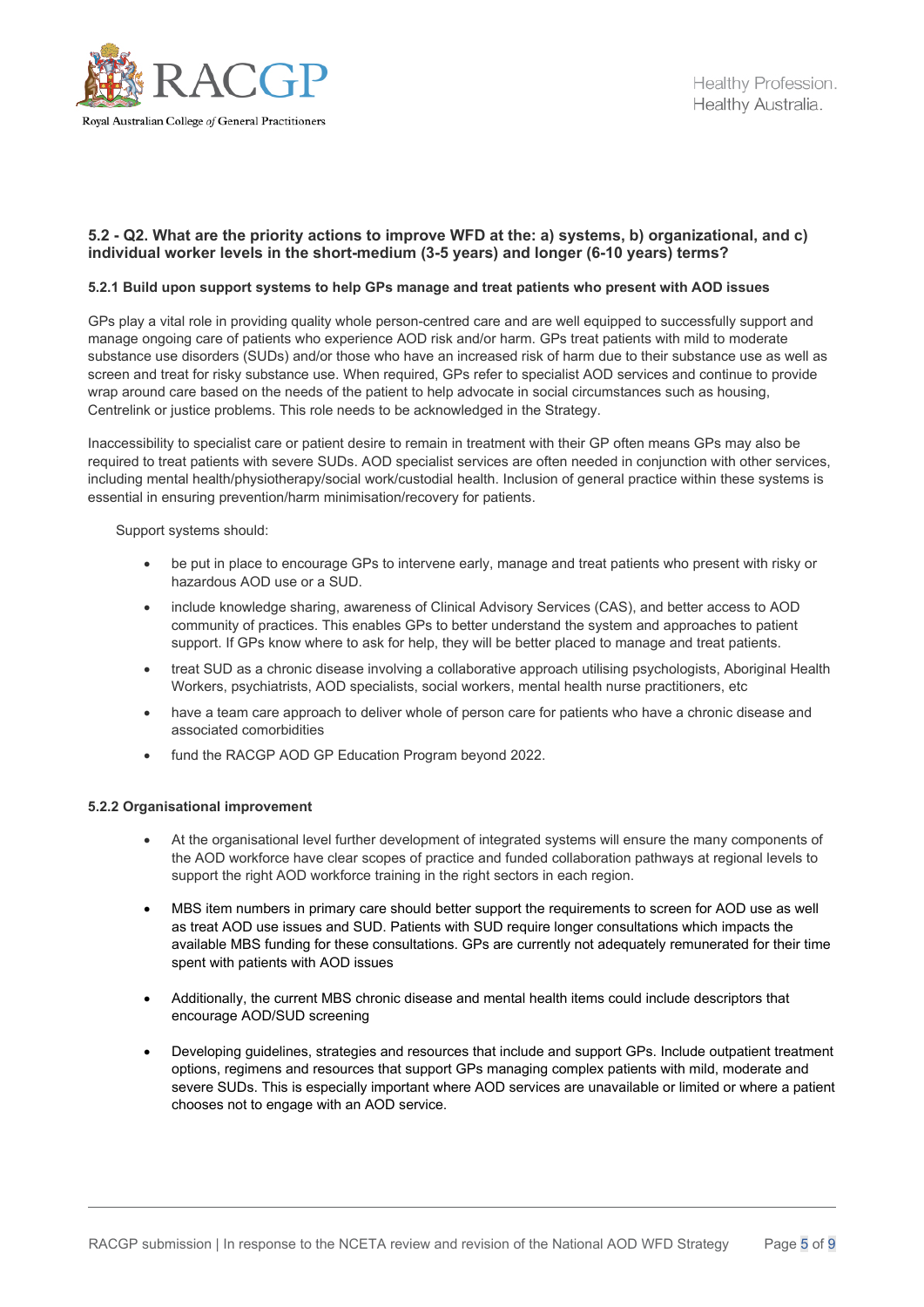### 5.2 - Q2. What are the priority actions to improve WFD at the: a) systems, b) organizational, and c) individual worker levels in the short-medium (3-5 years) and longer (6-10 years) terms?

#### 5.2.1 Build upon support systems to help GPs manage and treat patients who present with AOD issues

GPs play a vital role in providing quality whole person-centred care and are well equipped to successfully support and manage ongoing care of patients who experience AOD risk and/or harm. GPs treat patients with mild to moderate substance use disorders (SUDs) and/or those who have an increased risk of harm due to their substance use as well as screen and treat for risky substance use. When required, GPs refer to specialist AOD services and continue to provide wrap around care based on the needs of the patient to help advocate in social circumstances such as housing, Centrelink or justice problems. This role needs to be acknowledged in the Strategy.

Inaccessibility to specialist care or patient desire to remain in treatment with their GP often means GPs may also be required to treat patients with severe SUDs. AOD specialist services are often needed in conjunction with other services, including mental health/physiotherapy/social work/custodial health. Inclusion of general practice within these systems is essential in ensuring prevention/harm minimisation/recovery for patients.

Support systems should:

- be put in place to encourage GPs to intervene early, manage and treat patients who present with risky or hazardous AOD use or a SUD.
- include knowledge sharing, awareness of Clinical Advisory Services (CAS), and better access to AOD community of practices. This enables GPs to better understand the system and approaches to patient support. If GPs know where to ask for help, they will be better placed to manage and treat patients.
- treat SUD as a chronic disease involving a collaborative approach utilising psychologists, Aboriginal Health Workers, psychiatrists, AOD specialists, social workers, mental health nurse practitioners, etc
- have a team care approach to deliver whole of person care for patients who have a chronic disease and associated comorbidities
- fund the RACGP AOD GP Education Program beyond 2022.

#### 5.2.2 Organisational improvement

- At the organisational level further development of integrated systems will ensure the many components of the AOD workforce have clear scopes of practice and funded collaboration pathways at regional levels to support the right AOD workforce training in the right sectors in each region.
- MBS item numbers in primary care should better support the requirements to screen for AOD use as well as treat AOD use issues and SUD. Patients with SUD require longer consultations which impacts the available MBS funding for these consultations. GPs are currently not adequately remunerated for their time spent with patients with AOD issues
- Additionally, the current MBS chronic disease and mental health items could include descriptors that encourage AOD/SUD screening
- Developing guidelines, strategies and resources that include and support GPs. Include outpatient treatment options, regimens and resources that support GPs managing complex patients with mild, moderate and severe SUDs. This is especially important where AOD services are unavailable or limited or where a patient chooses not to engage with an AOD service.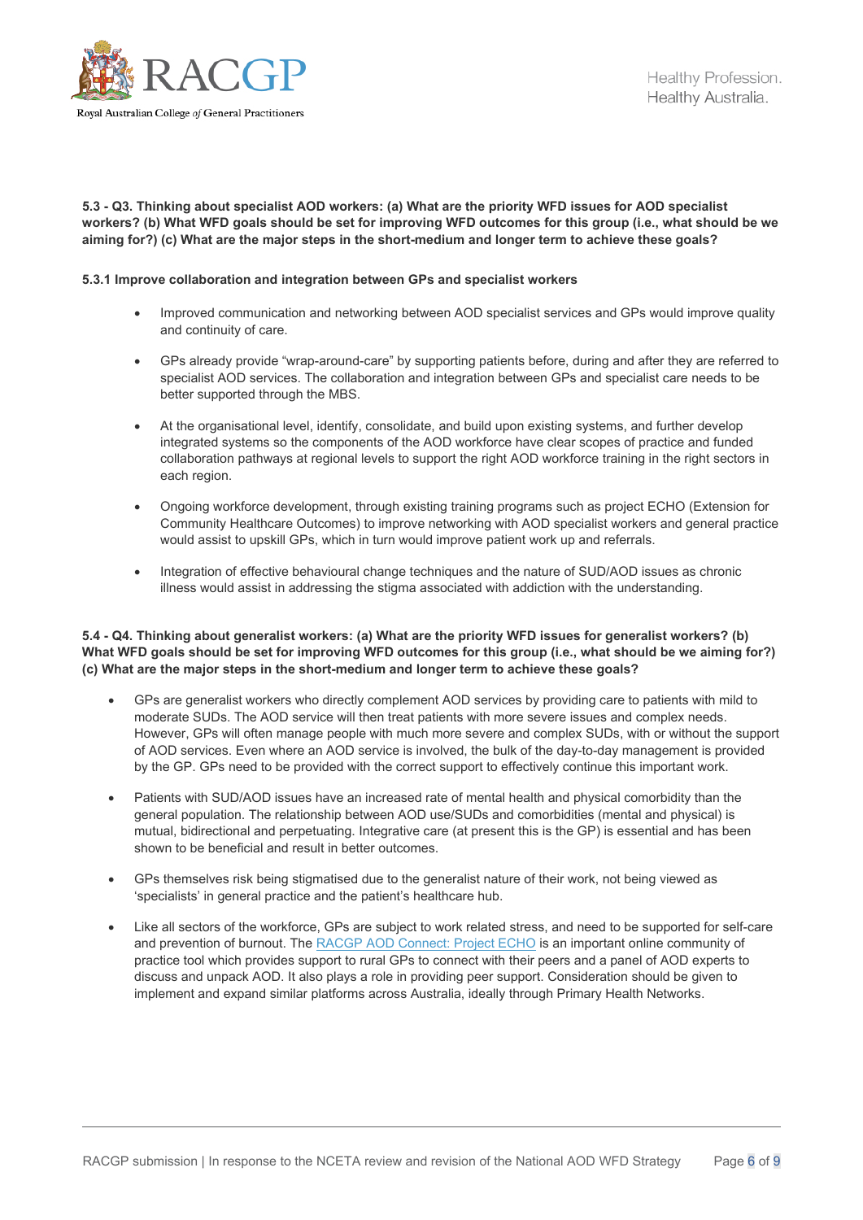**5.3 - Q3. Thinking about specialist AOD workers: (a) What are the priority WFD issues for AOD specialist workers? (b) What WFD goals should be set for improving WFD outcomes for this group (i.e., what should be we aiming for?) (c) What are the major steps in the short-medium and longer term to achieve these goals?**

**5.3.1 Improve collaboration and integration between GPs and specialist workers**

- Improved communication and networking between AOD specialist services and GPs would improve quality and continuity of care.
- GPs already provide "wrap-around-care" by supporting patients before, during and after they are referred to specialist AOD services. The collaboration and integration between GPs and specialist care needs to be better supported through the MBS.
- At the organisational level, identify, consolidate, and build upon existing systems, and further develop integrated systems so the components of the AOD workforce have clear scopes of practice and funded collaboration pathways at regional levels to support the right AOD workforce training in the right sectors in each region.
- Ongoing workforce development, through existing training programs such as project ECHO (Extension for Community Healthcare Outcomes) to improve networking with AOD specialist workers and general practice would assist to upskill GPs, which in turn would improve patient work up and referrals.
- Integration of effective behavioural change techniques and the nature of SUD/AOD issues as chronic illness would assist in addressing the stigma associated with addiction with the understanding.

**5.4 - Q4. Thinking about generalist workers: (a) What are the priority WFD issues for generalist workers? (b) What WFD goals should be set for improving WFD outcomes for this group (i.e., what should be we aiming for?) (c) What are the major steps in the short-medium and longer term to achieve these goals?**

- GPs are generalist workers who directly complement AOD services by providing care to patients with mild to moderate SUDs. The AOD service will then treat patients with more severe issues and complex needs. However, GPs will often manage people with much more severe and complex SUDs, with or without the support of AOD services. Even where an AOD service is involved, the bulk of the day-to-day management is provided by the GP. GPs need to be provided with the correct support to effectively continue this important work.
- Patients with SUD/AOD issues have an increased rate of mental health and physical comorbidity than the general population. The relationship between AOD use/SUDs and comorbidities (mental and physical) is mutual, bidirectional and perpetuating. Integrative care (at present this is the GP) is essential and has been shown to be beneficial and result in better outcomes.
- GPs themselves risk being stigmatised due to the generalist nature of their work, not being viewed as 'specialists' in general practice and the patient's healthcare hub.
- Like all sectors of the workforce, GPs are subject to work related stress, and need to be supported for self-care and prevention of burnout. The RACGP AOD Connect: Project ECHO is an important online community of practice tool which provides support to rural GPs to connect with their peers and a panel of AOD experts to discuss and unpack AOD. It also plays a role in providing peer support. Consideration should be given to implement and expand similar platforms across Australia, ideally through Primary Health Networks.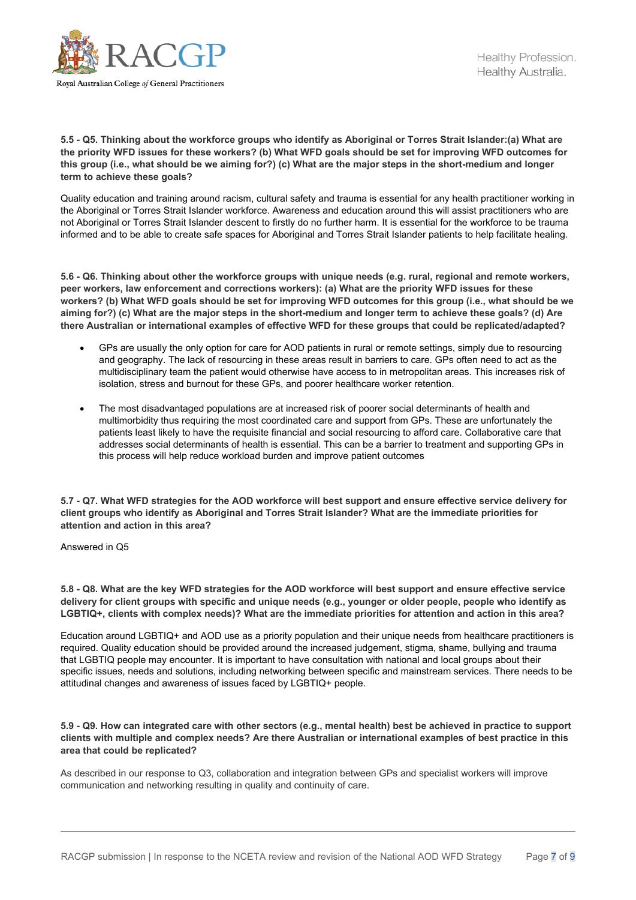**5.5 - Q5. Thinking about the workforce groups who identify as Aboriginal or Torres Strait Islander:(a) What are the priority WFD issues for these workers? (b) What WFD goals should be set for improving WFD outcomes for this group (i.e., what should be we aiming for?) (c) What are the major steps in the short-medium and longer term to achieve these goals?**

Quality education and training around racism, cultural safety and trauma is essential for any health practitioner working in the Aboriginal or Torres Strait Islander workforce. Awareness and education around this will assist practitioners who are not Aboriginal or Torres Strait Islander descent to firstly do no further harm. It is essential for the workforce to be trauma informed and to be able to create safe spaces for Aboriginal and Torres Strait Islander patients to help facilitate healing.

**5.6 - Q6. Thinking about other the workforce groups with unique needs (e.g. rural, regional and remote workers, peer workers, law enforcement and corrections workers): (a) What are the priority WFD issues for these workers? (b) What WFD goals should be set for improving WFD outcomes for this group (i.e., what should be we aiming for?) (c) What are the major steps in the short-medium and longer term to achieve these goals? (d) Are there Australian or international examples of effective WFD for these groups that could be replicated/adapted?**

- GPs are usually the only option for care for AOD patients in rural or remote settings, simply due to resourcing and geography. The lack of resourcing in these areas result in barriers to care. GPs often need to act as the multidisciplinary team the patient would otherwise have access to in metropolitan areas. This increases risk of isolation, stress and burnout for these GPs, and poorer healthcare worker retention.
- The most disadvantaged populations are at increased risk of poorer social determinants of health and multimorbidity thus requiring the most coordinated care and support from GPs. These are unfortunately the patients least likely to have the requisite financial and social resourcing to afford care. Collaborative care that addresses social determinants of health is essential. This can be a barrier to treatment and supporting GPs in this process will help reduce workload burden and improve patient outcomes

**5.7 - Q7. What WFD strategies for the AOD workforce will best support and ensure effective service delivery for client groups who identify as Aboriginal and Torres Strait Islander? What are the immediate priorities for attention and action in this area?**

Answered in Q5

**5.8 - Q8. What are the key WFD strategies for the AOD workforce will best support and ensure effective service delivery for client groups with specific and unique needs (e.g., younger or older people, people who identify as LGBTIQ+, clients with complex needs)? What are the immediate priorities for attention and action in this area?**

Education around LGBTIQ+ and AOD use as a priority population and their unique needs from healthcare practitioners is required. Quality education should be provided around the increased judgement, stigma, shame, bullying and trauma that LGBTIQ people may encounter. It is important to have consultation with national and local groups about their specific issues, needs and solutions, including networking between specific and mainstream services. There needs to be attitudinal changes and awareness of issues faced by LGBTIQ+ people.

**5.9 - Q9. How can integrated care with other sectors (e.g., mental health) best be achieved in practice to support clients with multiple and complex needs? Are there Australian or international examples of best practice in this area that could be replicated?**

As described in our response to Q3, collaboration and integration between GPs and specialist workers will improve communication and networking resulting in quality and continuity of care.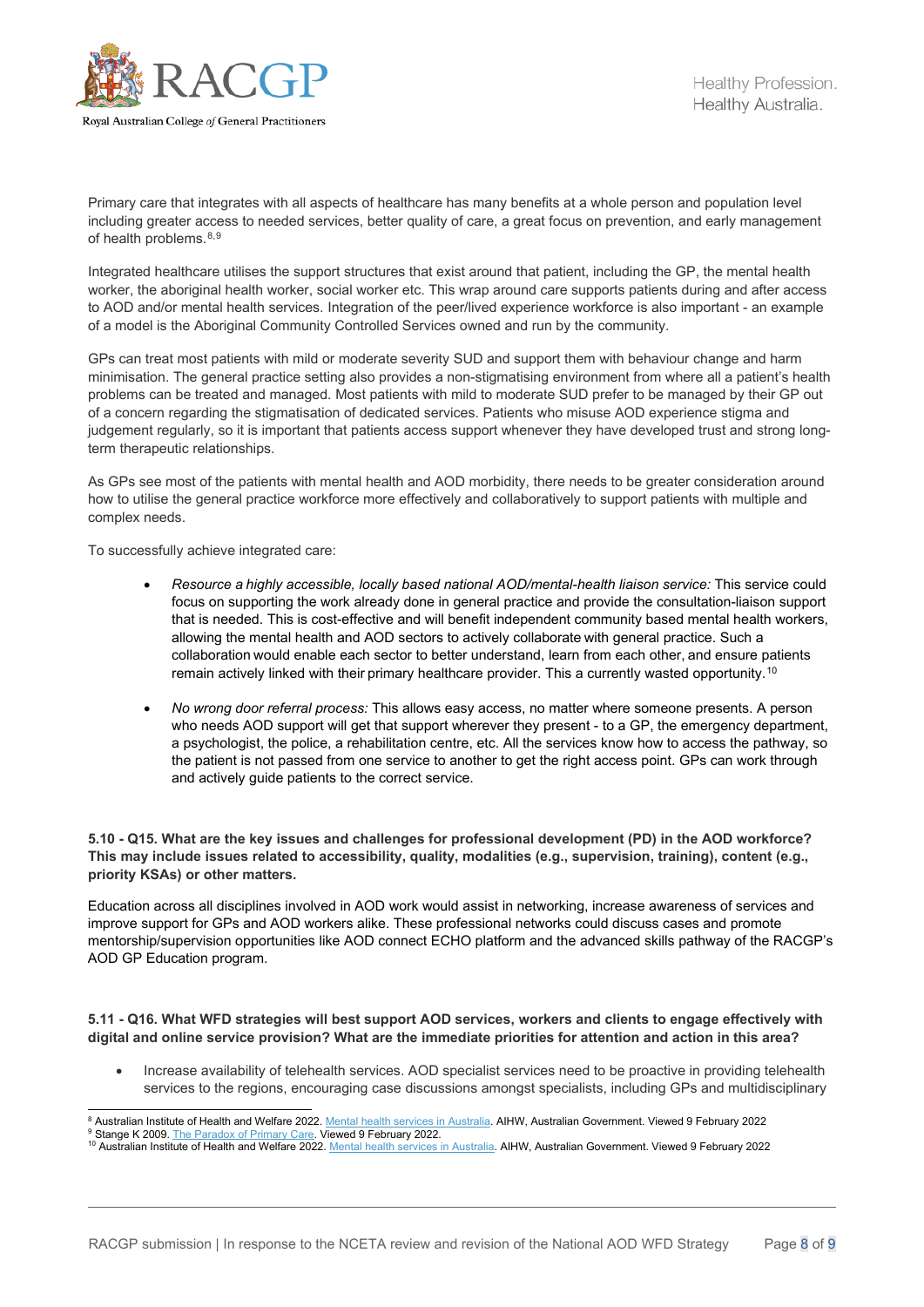Primary care that integrates with all aspects of healthcare has many benefits at a whole person and population level including greater access to needed services, better quality of care, a great focus on prevention, and early management of health problems.[8,9]

Integrated healthcare utilises the support structures that exist around that patient, including the GP, the mental health worker, the aboriginal health worker, social worker etc. This wrap around care supports patients during and after access to AOD and/or mental health services. Integration of the peer/lived experience workforce is also important - an example of a model is the Aboriginal Community Controlled Services owned and run by the community.

GPs can treat most patients with mild or moderate severity SUD and support them with behaviour change and harm minimisation. The general practice setting also provides a non-stigmatising environment from where all a patient's health problems can be treated and managed. Most patients with mild to moderate SUD prefer to be managed by their GP out of a concern regarding the stigmatisation of dedicated services. Patients who misuse AOD experience stigma and judgement regularly, so it is important that patients access support whenever they have developed trust and strong long-term therapeutic relationships.

As GPs see most of the patients with mental health and AOD morbidity, there needs to be greater consideration around how to utilise the general practice workforce more effectively and collaboratively to support patients with multiple and complex needs.

To successfully achieve integrated care:

- *Resource a highly accessible, locally based national AOD/mental-health liaison service:* This service could focus on supporting the work already done in general practice and provide the consultation-liaison support that is needed. This is cost-effective and will benefit independent community based mental health workers, allowing the mental health and AOD sectors to actively collaborate with general practice. Such a collaboration would enable each sector to better understand, learn from each other, and ensure patients remain actively linked with their primary healthcare provider. This a currently wasted opportunity.[10]

- *No wrong door referral process:* This allows easy access, no matter where someone presents. A person who needs AOD support will get that support wherever they present - to a GP, the emergency department, a psychologist, the police, a rehabilitation centre, etc. All the services know how to access the pathway, so the patient is not passed from one service to another to get the right access point. GPs can work through and actively guide patients to the correct service.

**5.10 - Q15. What are the key issues and challenges for professional development (PD) in the AOD workforce? This may include issues related to accessibility, quality, modalities (e.g., supervision, training), content (e.g., priority KSAs) or other matters.**

Education across all disciplines involved in AOD work would assist in networking, increase awareness of services and improve support for GPs and AOD workers alike. These professional networks could discuss cases and promote mentorship/supervision opportunities like AOD connect ECHO platform and the advanced skills pathway of the RACGP's AOD GP Education program.

**5.11 - Q16. What WFD strategies will best support AOD services, workers and clients to engage effectively with digital and online service provision? What are the immediate priorities for attention and action in this area?**

- Increase availability of telehealth services. AOD specialist services need to be proactive in providing telehealth services to the regions, encouraging case discussions amongst specialists, including GPs and multidisciplinary

---

[8] Australian Institute of Health and Welfare 2022. Mental health services in Australia. AIHW, Australian Government. Viewed 9 February 2022

[9] Stange K 2009. The Paradox of Primary Care. Viewed 9 February 2022.

[10] Australian Institute of Health and Welfare 2022. Mental health services in Australia. AIHW, Australian Government. Viewed 9 February 2022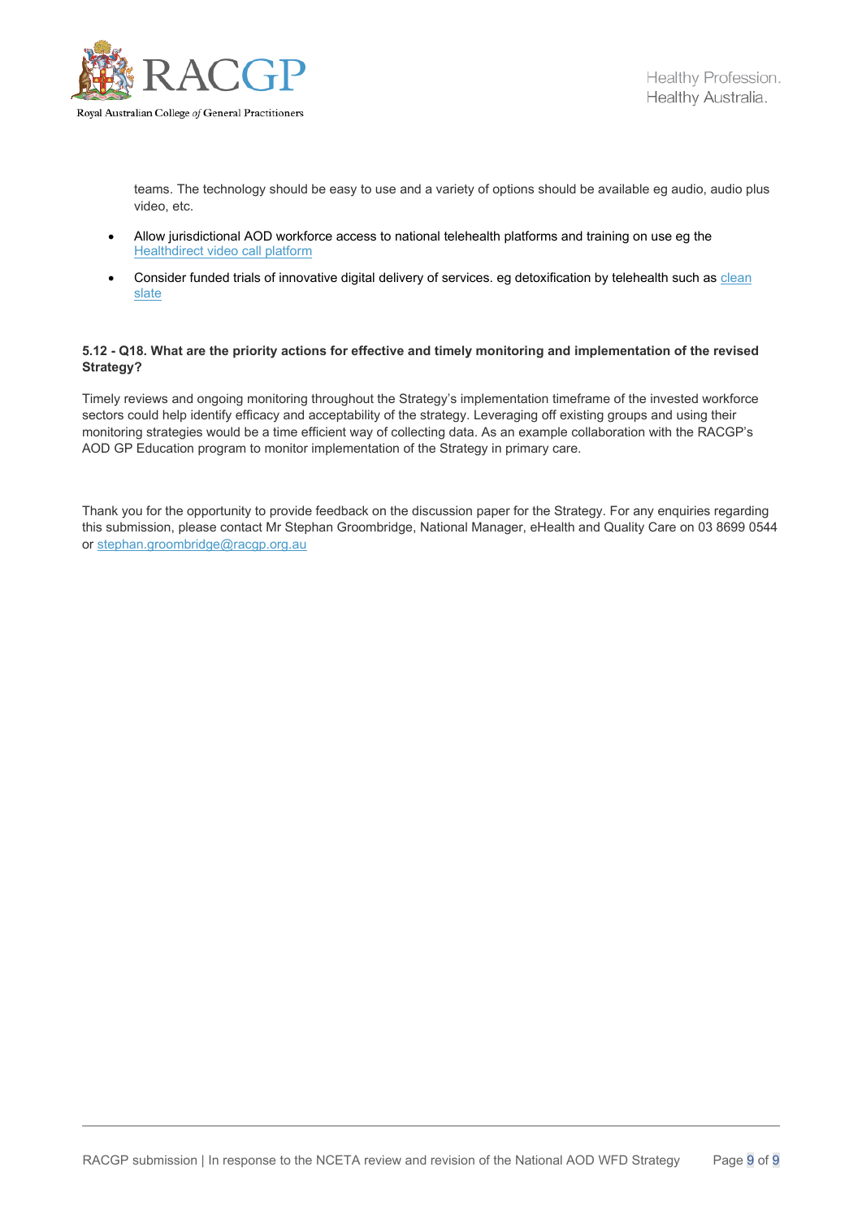teams. The technology should be easy to use and a variety of options should be available eg audio, audio plus video, etc.

- Allow jurisdictional AOD workforce access to national telehealth platforms and training on use eg the [Healthdirect video call platform]
- Consider funded trials of innovative digital delivery of services. eg detoxification by telehealth such as [clean slate]

**5.12 - Q18. What are the priority actions for effective and timely monitoring and implementation of the revised Strategy?**

Timely reviews and ongoing monitoring throughout the Strategy's implementation timeframe of the invested workforce sectors could help identify efficacy and acceptability of the strategy. Leveraging off existing groups and using their monitoring strategies would be a time efficient way of collecting data. As an example collaboration with the RACGP's AOD GP Education program to monitor implementation of the Strategy in primary care.

Thank you for the opportunity to provide feedback on the discussion paper for the Strategy. For any enquiries regarding this submission, please contact Mr Stephan Groombridge, National Manager, eHealth and Quality Care on 03 8699 0544 or stephan.groombridge@racgp.org.au